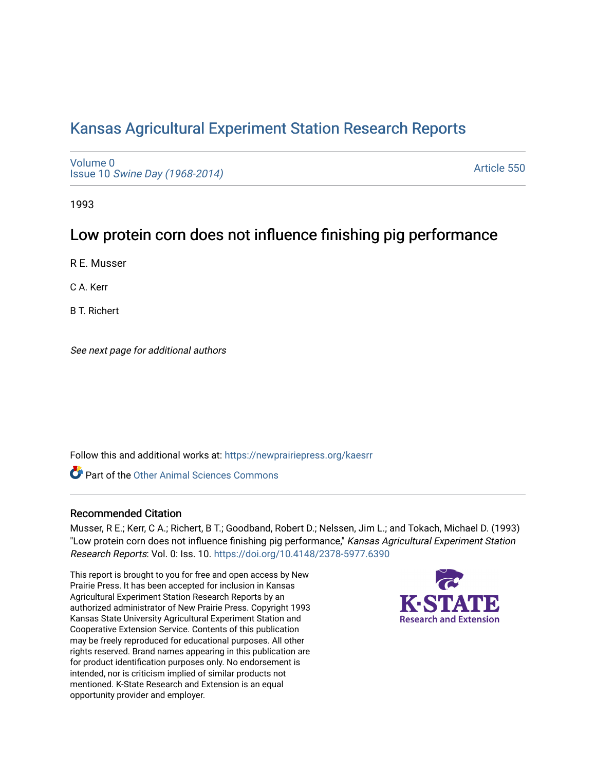# Kansas Agricultural Experiment Station Research Reports

Volume 0
Issue 10 *Swine Day (1968-2014)*

Article 550

1993

## Low protein corn does not influence finishing pig performance

R E. Musser

C A. Kerr

B T. Richert

*See next page for additional authors*

Follow this and additional works at: https://newprairiepress.org/kaesrr

Part of the Other Animal Sciences Commons

### Recommended Citation

Musser, R E.; Kerr, C A.; Richert, B T.; Goodband, Robert D.; Nelssen, Jim L.; and Tokach, Michael D. (1993) "Low protein corn does not influence finishing pig performance," *Kansas Agricultural Experiment Station Research Reports*: Vol. 0: Iss. 10. https://doi.org/10.4148/2378-5977.6390

This report is brought to you for free and open access by New Prairie Press. It has been accepted for inclusion in Kansas Agricultural Experiment Station Research Reports by an authorized administrator of New Prairie Press. Copyright 1993 Kansas State University Agricultural Experiment Station and Cooperative Extension Service. Contents of this publication may be freely reproduced for educational purposes. All other rights reserved. Brand names appearing in this publication are for product identification purposes only. No endorsement is intended, nor is criticism implied of similar products not mentioned. K-State Research and Extension is an equal opportunity provider and employer.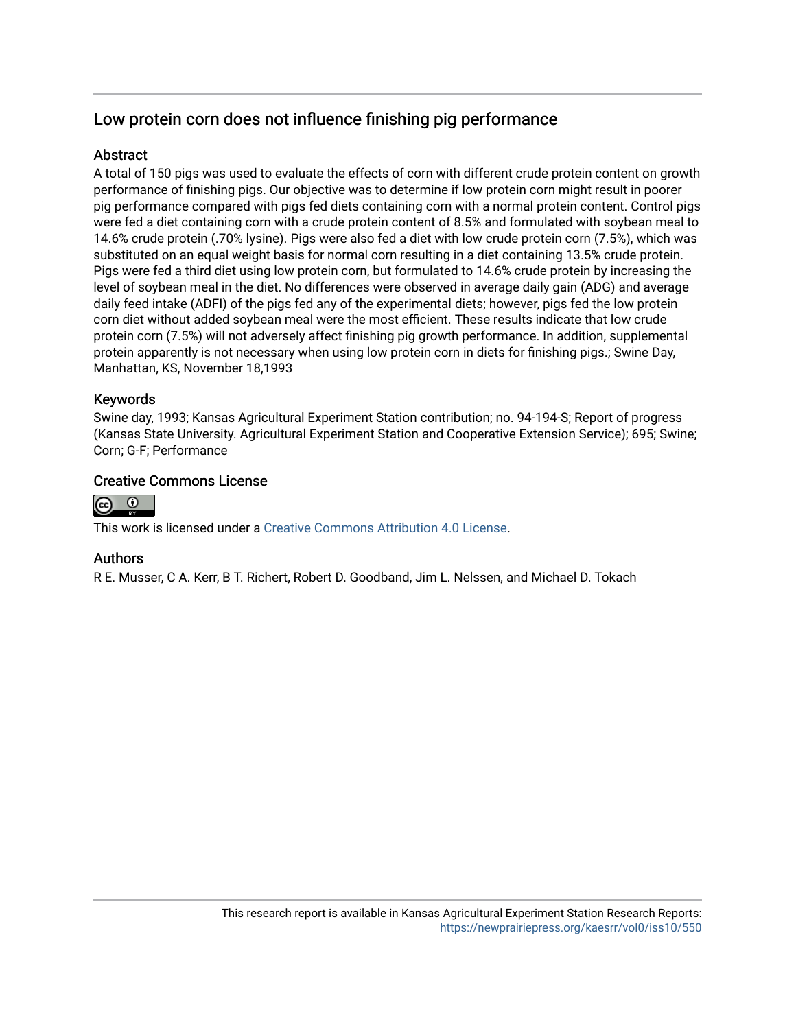## Low protein corn does not influence finishing pig performance

### Abstract

A total of 150 pigs was used to evaluate the effects of corn with different crude protein content on growth performance of finishing pigs. Our objective was to determine if low protein corn might result in poorer pig performance compared with pigs fed diets containing corn with a normal protein content. Control pigs were fed a diet containing corn with a crude protein content of 8.5% and formulated with soybean meal to 14.6% crude protein (.70% lysine). Pigs were also fed a diet with low crude protein corn (7.5%), which was substituted on an equal weight basis for normal corn resulting in a diet containing 13.5% crude protein. Pigs were fed a third diet using low protein corn, but formulated to 14.6% crude protein by increasing the level of soybean meal in the diet. No differences were observed in average daily gain (ADG) and average daily feed intake (ADFI) of the pigs fed any of the experimental diets; however, pigs fed the low protein corn diet without added soybean meal were the most efficient. These results indicate that low crude protein corn (7.5%) will not adversely affect finishing pig growth performance. In addition, supplemental protein apparently is not necessary when using low protein corn in diets for finishing pigs.; Swine Day, Manhattan, KS, November 18,1993

### Keywords

Swine day, 1993; Kansas Agricultural Experiment Station contribution; no. 94-194-S; Report of progress (Kansas State University. Agricultural Experiment Station and Cooperative Extension Service); 695; Swine; Corn; G-F; Performance

### Creative Commons License

This work is licensed under a Creative Commons Attribution 4.0 License.

### Authors

R E. Musser, C A. Kerr, B T. Richert, Robert D. Goodband, Jim L. Nelssen, and Michael D. Tokach

This research report is available in Kansas Agricultural Experiment Station Research Reports: https://newprairiepress.org/kaesrr/vol0/iss10/550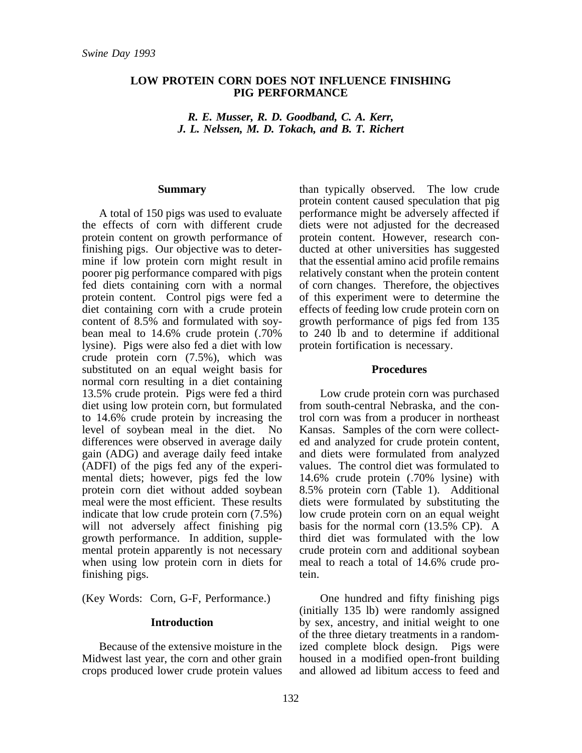*Swine Day 1993*

# LOW PROTEIN CORN DOES NOT INFLUENCE FINISHING PIG PERFORMANCE

***R. E. Musser, R. D. Goodband, C. A. Kerr, J. L. Nelssen, M. D. Tokach, and B. T. Richert***

## Summary

A total of 150 pigs was used to evaluate the effects of corn with different crude protein content on growth performance of finishing pigs. Our objective was to determine if low protein corn might result in poorer pig performance compared with pigs fed diets containing corn with a normal protein content. Control pigs were fed a diet containing corn with a crude protein content of 8.5% and formulated with soybean meal to 14.6% crude protein (.70% lysine). Pigs were also fed a diet with low crude protein corn (7.5%), which was substituted on an equal weight basis for normal corn resulting in a diet containing 13.5% crude protein. Pigs were fed a third diet using low protein corn, but formulated to 14.6% crude protein by increasing the level of soybean meal in the diet. No differences were observed in average daily gain (ADG) and average daily feed intake (ADFI) of the pigs fed any of the experimental diets; however, pigs fed the low protein corn diet without added soybean meal were the most efficient. These results indicate that low crude protein corn (7.5%) will not adversely affect finishing pig growth performance. In addition, supplemental protein apparently is not necessary when using low protein corn in diets for finishing pigs.

(Key Words: Corn, G-F, Performance.)

## Introduction

Because of the extensive moisture in the Midwest last year, the corn and other grain crops produced lower crude protein values than typically observed. The low crude protein content caused speculation that pig performance might be adversely affected if diets were not adjusted for the decreased protein content. However, research conducted at other universities has suggested that the essential amino acid profile remains relatively constant when the protein content of corn changes. Therefore, the objectives of this experiment were to determine the effects of feeding low crude protein corn on growth performance of pigs fed from 135 to 240 lb and to determine if additional protein fortification is necessary.

## Procedures

Low crude protein corn was purchased from south-central Nebraska, and the control corn was from a producer in northeast Kansas. Samples of the corn were collected and analyzed for crude protein content, and diets were formulated from analyzed values. The control diet was formulated to 14.6% crude protein (.70% lysine) with 8.5% protein corn (Table 1). Additional diets were formulated by substituting the low crude protein corn on an equal weight basis for the normal corn (13.5% CP). A third diet was formulated with the low crude protein corn and additional soybean meal to reach a total of 14.6% crude protein.

One hundred and fifty finishing pigs (initially 135 lb) were randomly assigned by sex, ancestry, and initial weight to one of the three dietary treatments in a randomized complete block design. Pigs were housed in a modified open-front building and allowed ad libitum access to feed and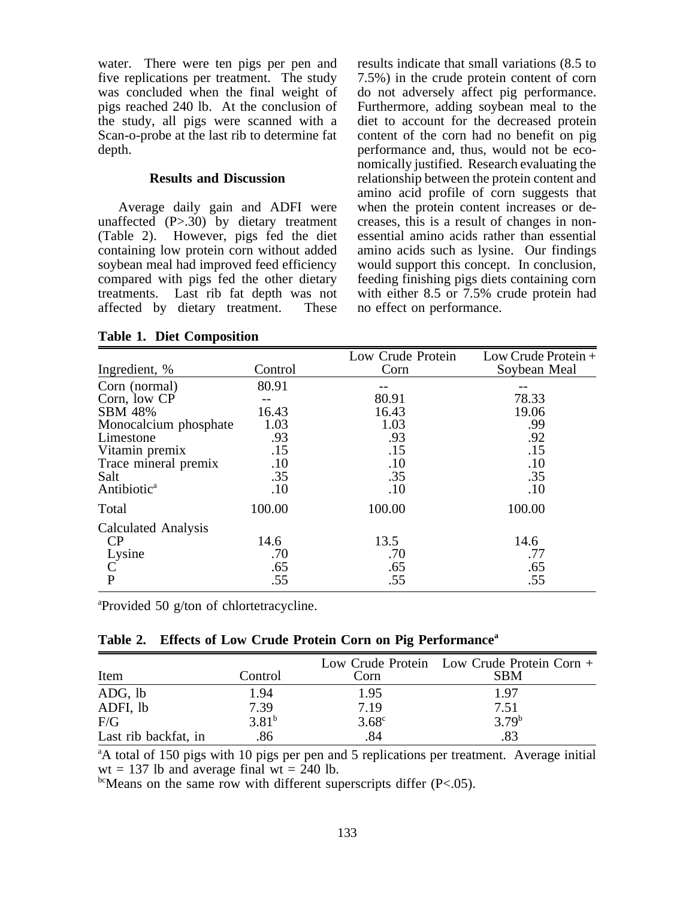water. There were ten pigs per pen and five replications per treatment. The study was concluded when the final weight of pigs reached 240 lb. At the conclusion of the study, all pigs were scanned with a Scan-o-probe at the last rib to determine fat depth.

### Results and Discussion

Average daily gain and ADFI were unaffected (P>.30) by dietary treatment (Table 2). However, pigs fed the diet containing low protein corn without added soybean meal had improved feed efficiency compared with pigs fed the other dietary treatments. Last rib fat depth was not affected by dietary treatment. These results indicate that small variations (8.5 to 7.5%) in the crude protein content of corn do not adversely affect pig performance. Furthermore, adding soybean meal to the diet to account for the decreased protein content of the corn had no benefit on pig performance and, thus, would not be economically justified. Research evaluating the relationship between the protein content and amino acid profile of corn suggests that when the protein content increases or decreases, this is a result of changes in nonessential amino acids rather than essential amino acids such as lysine. Our findings would support this concept. In conclusion, feeding finishing pigs diets containing corn with either 8.5 or 7.5% crude protein had no effect on performance.

**Table 1. Diet Composition**

| Ingredient, % | Control | Low Crude Protein Corn | Low Crude Protein + Soybean Meal |
|---|---|---|---|
| Corn (normal) | 80.91 | -- | -- |
| Corn, low CP | -- | 80.91 | 78.33 |
| SBM 48% | 16.43 | 16.43 | 19.06 |
| Monocalcium phosphate | 1.03 | 1.03 | .99 |
| Limestone | .93 | .93 | .92 |
| Vitamin premix | .15 | .15 | .15 |
| Trace mineral premix | .10 | .10 | .10 |
| Salt | .35 | .35 | .35 |
| Antibiotic[a] | .10 | .10 | .10 |
| Total | 100.00 | 100.00 | 100.00 |
| Calculated Analysis | | | |
| CP | 14.6 | 13.5 | 14.6 |
| Lysine | .70 | .70 | .77 |
| C | .65 | .65 | .65 |
| P | .55 | .55 | .55 |

[a]Provided 50 g/ton of chlortetracycline.

**Table 2. Effects of Low Crude Protein Corn on Pig Performance[a]**

| Item | Control | Low Crude Protein Corn | Low Crude Protein Corn + SBM |
|---|---|---|---|
| ADG, lb | 1.94 | 1.95 | 1.97 |
| ADFI, lb | 7.39 | 7.19 | 7.51 |
| F/G | 3.81[b] | 3.68[c] | 3.79[b] |
| Last rib backfat, in | .86 | .84 | .83 |

[a]A total of 150 pigs with 10 pigs per pen and 5 replications per treatment. Average initial wt = 137 lb and average final wt = 240 lb.
[bc]Means on the same row with different superscripts differ (P<.05).